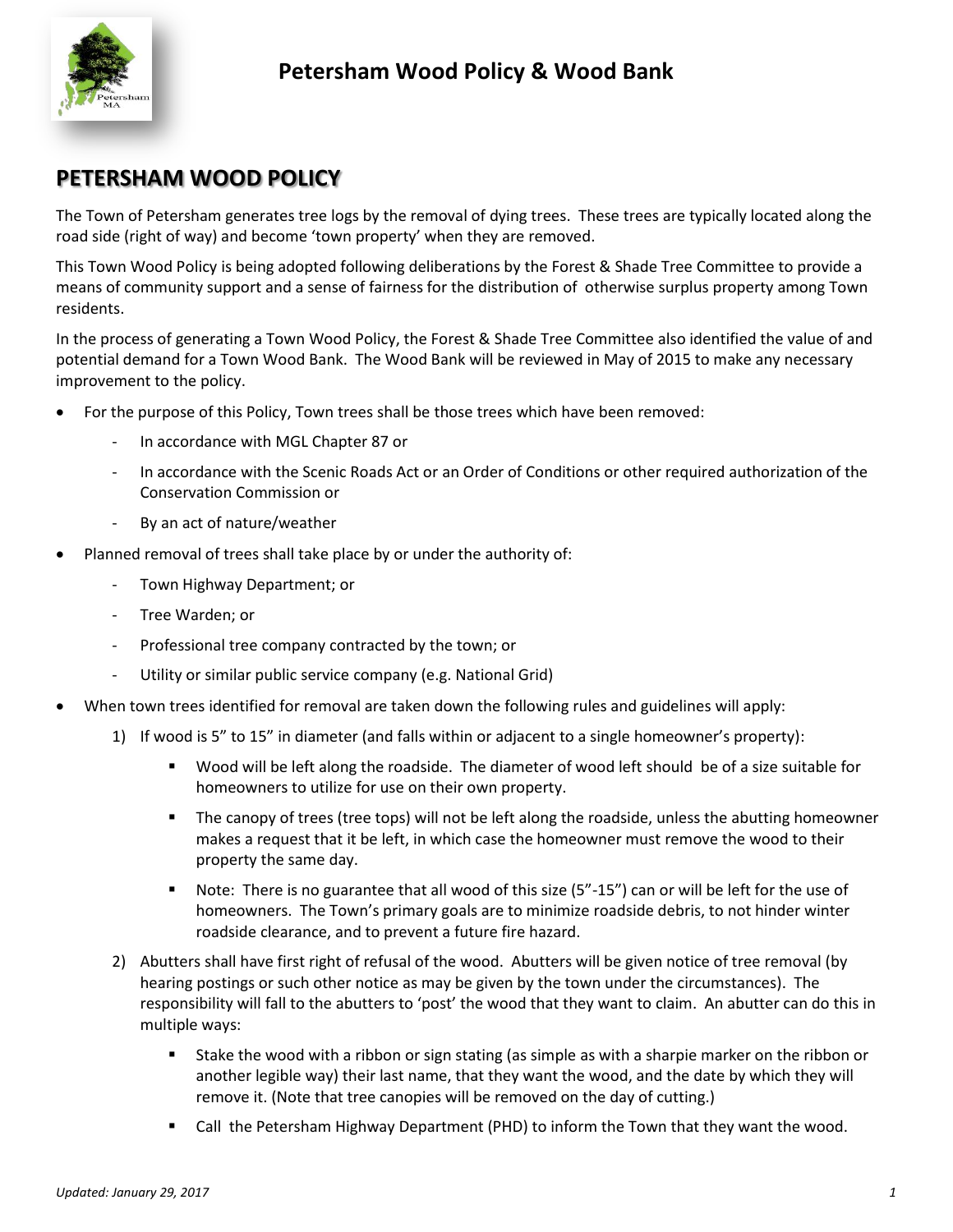# Petersham Wood Policy & Wood Bank

## PETERSHAM WOOD POLICY

The Town of Petersham generates tree logs by the removal of dying trees. These trees are typically located along the road side (right of way) and become 'town property' when they are removed.

This Town Wood Policy is being adopted following deliberations by the Forest & Shade Tree Committee to provide a means of community support and a sense of fairness for the distribution of otherwise surplus property among Town residents.

In the process of generating a Town Wood Policy, the Forest & Shade Tree Committee also identified the value of and potential demand for a Town Wood Bank. The Wood Bank will be reviewed in May of 2015 to make any necessary improvement to the policy.

- For the purpose of this Policy, Town trees shall be those trees which have been removed:
  - In accordance with MGL Chapter 87 or
  - In accordance with the Scenic Roads Act or an Order of Conditions or other required authorization of the Conservation Commission or
  - By an act of nature/weather
- Planned removal of trees shall take place by or under the authority of:
  - Town Highway Department; or
  - Tree Warden; or
  - Professional tree company contracted by the town; or
  - Utility or similar public service company (e.g. National Grid)
- When town trees identified for removal are taken down the following rules and guidelines will apply:
  1) If wood is 5" to 15" in diameter (and falls within or adjacent to a single homeowner's property):
     - Wood will be left along the roadside. The diameter of wood left should be of a size suitable for homeowners to utilize for use on their own property.
     - The canopy of trees (tree tops) will not be left along the roadside, unless the abutting homeowner makes a request that it be left, in which case the homeowner must remove the wood to their property the same day.
     - Note: There is no guarantee that all wood of this size (5"-15") can or will be left for the use of homeowners. The Town's primary goals are to minimize roadside debris, to not hinder winter roadside clearance, and to prevent a future fire hazard.
  2) Abutters shall have first right of refusal of the wood. Abutters will be given notice of tree removal (by hearing postings or such other notice as may be given by the town under the circumstances). The responsibility will fall to the abutters to 'post' the wood that they want to claim. An abutter can do this in multiple ways:
     - Stake the wood with a ribbon or sign stating (as simple as with a sharpie marker on the ribbon or another legible way) their last name, that they want the wood, and the date by which they will remove it. (Note that tree canopies will be removed on the day of cutting.)
     - Call the Petersham Highway Department (PHD) to inform the Town that they want the wood.

*Updated: January 29, 2017*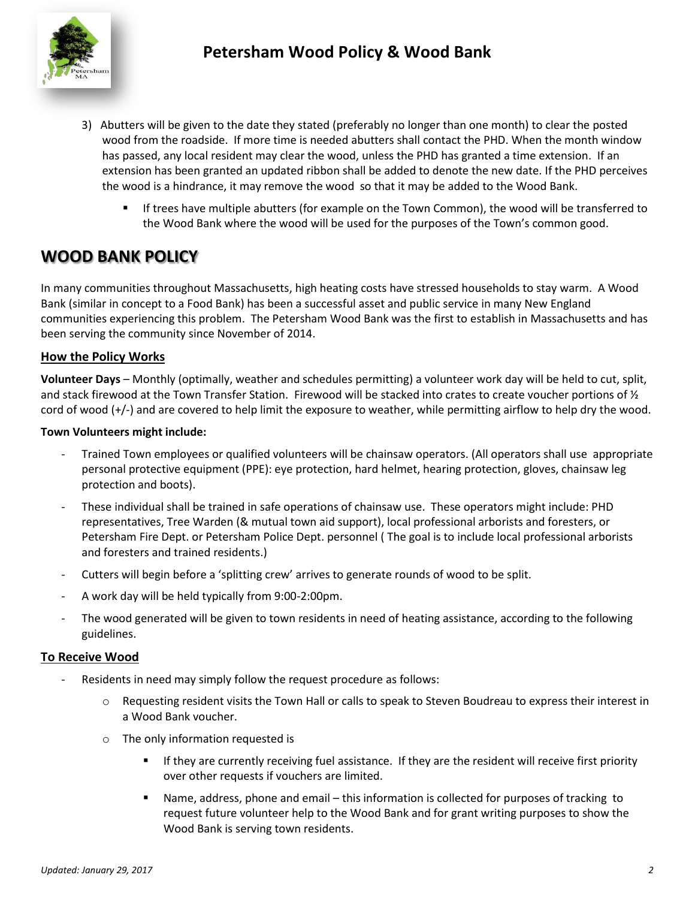3) Abutters will be given to the date they stated (preferably no longer than one month) to clear the posted wood from the roadside. If more time is needed abutters shall contact the PHD. When the month window has passed, any local resident may clear the wood, unless the PHD has granted a time extension. If an extension has been granted an updated ribbon shall be added to denote the new date. If the PHD perceives the wood is a hindrance, it may remove the wood so that it may be added to the Wood Bank.

   - If trees have multiple abutters (for example on the Town Common), the wood will be transferred to the Wood Bank where the wood will be used for the purposes of the Town's common good.

# WOOD BANK POLICY

In many communities throughout Massachusetts, high heating costs have stressed households to stay warm. A Wood Bank (similar in concept to a Food Bank) has been a successful asset and public service in many New England communities experiencing this problem. The Petersham Wood Bank was the first to establish in Massachusetts and has been serving the community since November of 2014.

## How the Policy Works

**Volunteer Days** – Monthly (optimally, weather and schedules permitting) a volunteer work day will be held to cut, split, and stack firewood at the Town Transfer Station. Firewood will be stacked into crates to create voucher portions of ½ cord of wood (+/-) and are covered to help limit the exposure to weather, while permitting airflow to help dry the wood.

**Town Volunteers might include:**

- Trained Town employees or qualified volunteers will be chainsaw operators. (All operators shall use appropriate personal protective equipment (PPE): eye protection, hard helmet, hearing protection, gloves, chainsaw leg protection and boots).
- These individual shall be trained in safe operations of chainsaw use. These operators might include: PHD representatives, Tree Warden (& mutual town aid support), local professional arborists and foresters, or Petersham Fire Dept. or Petersham Police Dept. personnel ( The goal is to include local professional arborists and foresters and trained residents.)
- Cutters will begin before a 'splitting crew' arrives to generate rounds of wood to be split.
- A work day will be held typically from 9:00-2:00pm.
- The wood generated will be given to town residents in need of heating assistance, according to the following guidelines.

## To Receive Wood

- Residents in need may simply follow the request procedure as follows:
  - Requesting resident visits the Town Hall or calls to speak to Steven Boudreau to express their interest in a Wood Bank voucher.
  - The only information requested is
    - If they are currently receiving fuel assistance. If they are the resident will receive first priority over other requests if vouchers are limited.
    - Name, address, phone and email – this information is collected for purposes of tracking to request future volunteer help to the Wood Bank and for grant writing purposes to show the Wood Bank is serving town residents.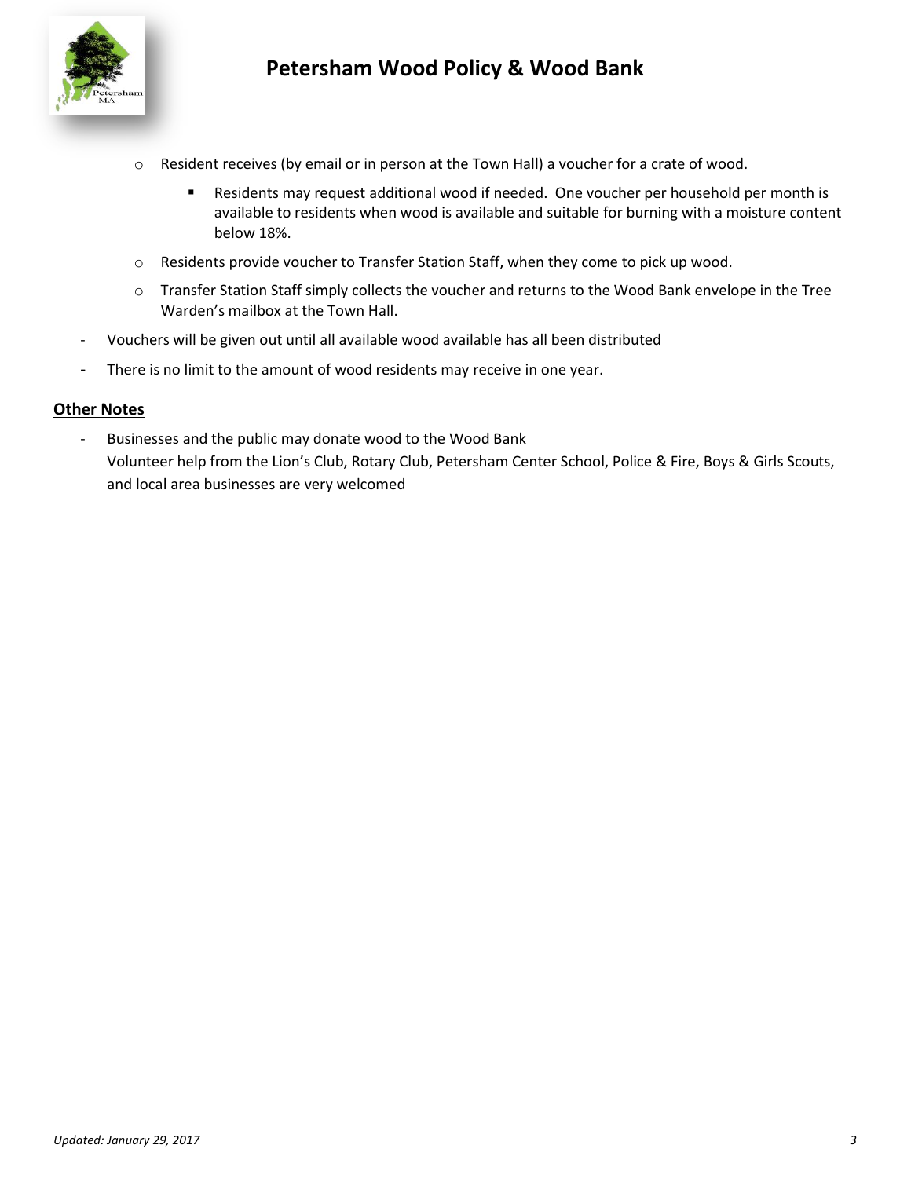- Resident receives (by email or in person at the Town Hall) a voucher for a crate of wood.
        - Residents may request additional wood if needed. One voucher per household per month is available to residents when wood is available and suitable for burning with a moisture content below 18%.
    - Residents provide voucher to Transfer Station Staff, when they come to pick up wood.
    - Transfer Station Staff simply collects the voucher and returns to the Wood Bank envelope in the Tree Warden's mailbox at the Town Hall.
- Vouchers will be given out until all available wood available has all been distributed
- There is no limit to the amount of wood residents may receive in one year.

**<u>Other Notes</u>**

- Businesses and the public may donate wood to the Wood Bank
  Volunteer help from the Lion's Club, Rotary Club, Petersham Center School, Police & Fire, Boys & Girls Scouts, and local area businesses are very welcomed